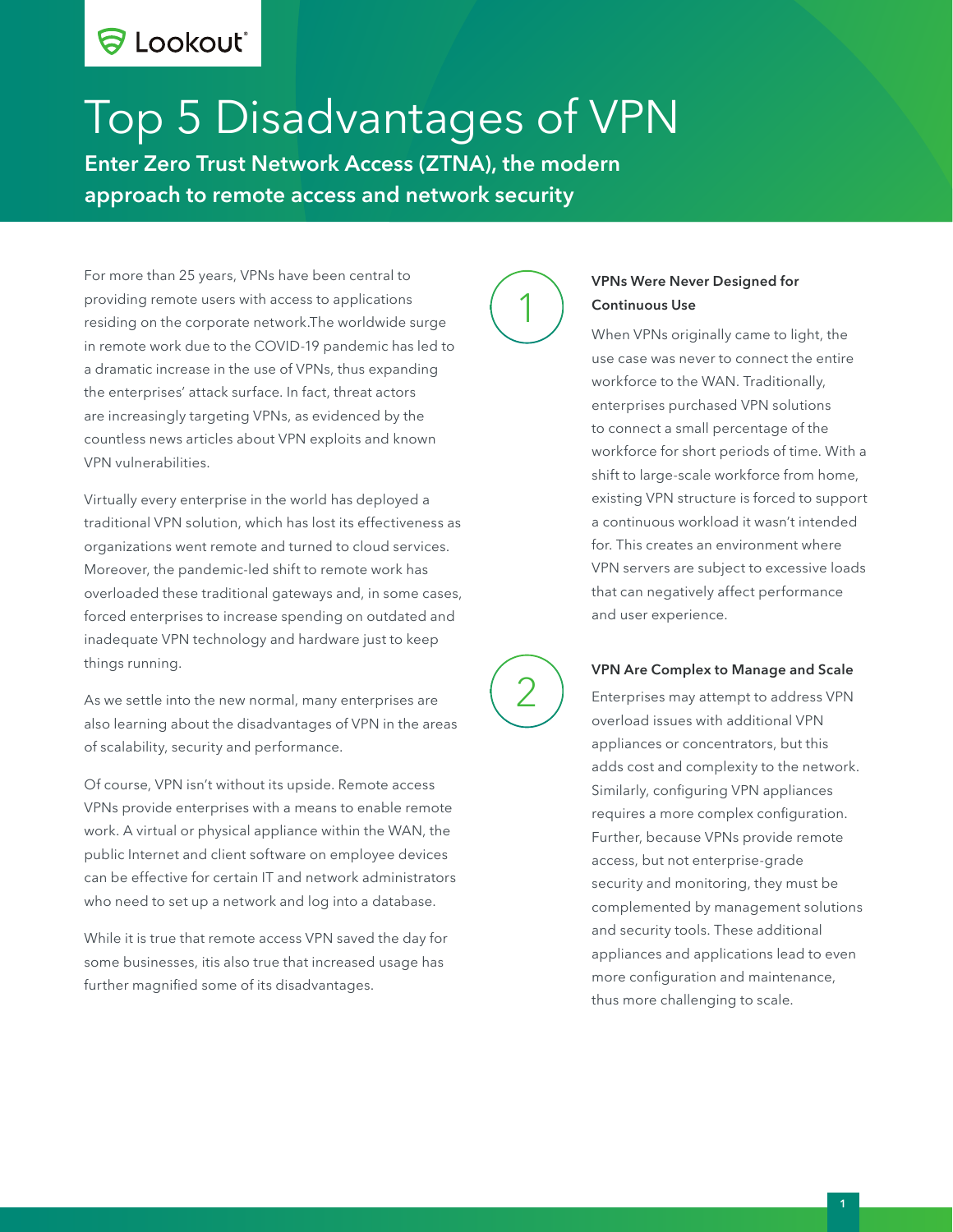Lookout

# Top 5 Disadvantages of VPN

**Enter Zero Trust Network Access (ZTNA), the modern approach to remote access and network security**

For more than 25 years, VPNs have been central to providing remote users with access to applications residing on the corporate network.The worldwide surge in remote work due to the COVID-19 pandemic has led to a dramatic increase in the use of VPNs, thus expanding the enterprises' attack surface. In fact, threat actors are increasingly targeting VPNs, as evidenced by the countless news articles about VPN exploits and known VPN vulnerabilities.

Virtually every enterprise in the world has deployed a traditional VPN solution, which has lost its effectiveness as organizations went remote and turned to cloud services. Moreover, the pandemic-led shift to remote work has overloaded these traditional gateways and, in some cases, forced enterprises to increase spending on outdated and inadequate VPN technology and hardware just to keep things running.

As we settle into the new normal, many enterprises are also learning about the disadvantages of VPN in the areas of scalability, security and performance.

Of course, VPN isn't without its upside. Remote access VPNs provide enterprises with a means to enable remote work. A virtual or physical appliance within the WAN, the public Internet and client software on employee devices can be effective for certain IT and network administrators who need to set up a network and log into a database.

While it is true that remote access VPN saved the day for some businesses, itis also true that increased usage has further magnified some of its disadvantages.

## 1 VPNs Were Never Designed for Continuous Use

When VPNs originally came to light, the use case was never to connect the entire workforce to the WAN. Traditionally, enterprises purchased VPN solutions to connect a small percentage of the workforce for short periods of time. With a shift to large-scale workforce from home, existing VPN structure is forced to support a continuous workload it wasn't intended for. This creates an environment where VPN servers are subject to excessive loads that can negatively affect performance and user experience.

## 2 VPN Are Complex to Manage and Scale

Enterprises may attempt to address VPN overload issues with additional VPN appliances or concentrators, but this adds cost and complexity to the network. Similarly, configuring VPN appliances requires a more complex configuration. Further, because VPNs provide remote access, but not enterprise-grade security and monitoring, they must be complemented by management solutions and security tools. These additional appliances and applications lead to even more configuration and maintenance, thus more challenging to scale.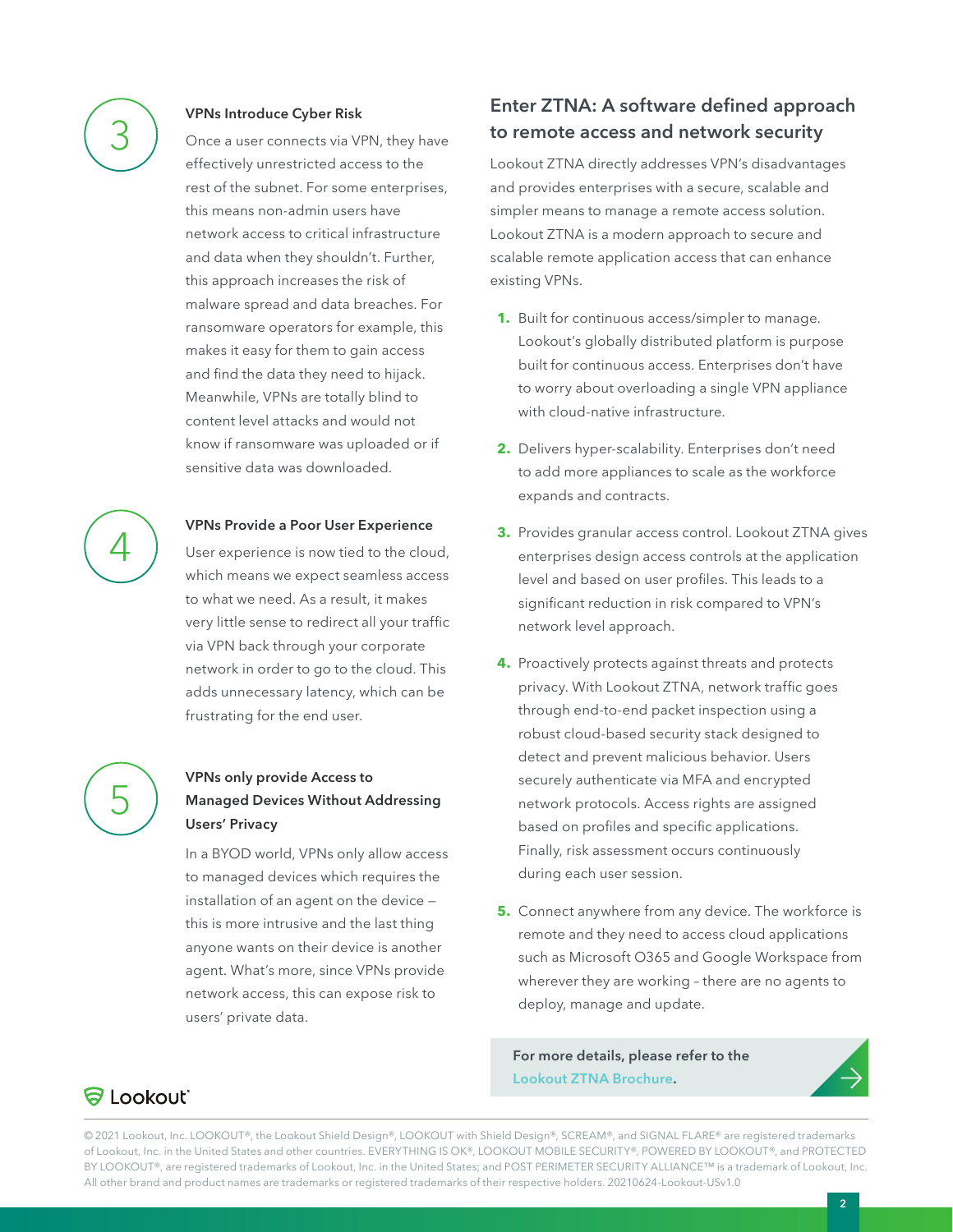### 3 VPNs Introduce Cyber Risk

Once a user connects via VPN, they have effectively unrestricted access to the rest of the subnet. For some enterprises, this means non-admin users have network access to critical infrastructure and data when they shouldn't. Further, this approach increases the risk of malware spread and data breaches. For ransomware operators for example, this makes it easy for them to gain access and find the data they need to hijack. Meanwhile, VPNs are totally blind to content level attacks and would not know if ransomware was uploaded or if sensitive data was downloaded.

### 4 VPNs Provide a Poor User Experience

User experience is now tied to the cloud, which means we expect seamless access to what we need. As a result, it makes very little sense to redirect all your traffic via VPN back through your corporate network in order to go to the cloud. This adds unnecessary latency, which can be frustrating for the end user.

### 5 VPNs only provide Access to Managed Devices Without Addressing Users' Privacy

In a BYOD world, VPNs only allow access to managed devices which requires the installation of an agent on the device – this is more intrusive and the last thing anyone wants on their device is another agent. What's more, since VPNs provide network access, this can expose risk to users' private data.

## Enter ZTNA: A software defined approach to remote access and network security

Lookout ZTNA directly addresses VPN's disadvantages and provides enterprises with a secure, scalable and simpler means to manage a remote access solution. Lookout ZTNA is a modern approach to secure and scalable remote application access that can enhance existing VPNs.

1. Built for continuous access/simpler to manage. Lookout's globally distributed platform is purpose built for continuous access. Enterprises don't have to worry about overloading a single VPN appliance with cloud-native infrastructure.
2. Delivers hyper-scalability. Enterprises don't need to add more appliances to scale as the workforce expands and contracts.
3. Provides granular access control. Lookout ZTNA gives enterprises design access controls at the application level and based on user profiles. This leads to a significant reduction in risk compared to VPN's network level approach.
4. Proactively protects against threats and protects privacy. With Lookout ZTNA, network traffic goes through end-to-end packet inspection using a robust cloud-based security stack designed to detect and prevent malicious behavior. Users securely authenticate via MFA and encrypted network protocols. Access rights are assigned based on profiles and specific applications. Finally, risk assessment occurs continuously during each user session.
5. Connect anywhere from any device. The workforce is remote and they need to access cloud applications such as Microsoft O365 and Google Workspace from wherever they are working – there are no agents to deploy, manage and update.

**For more details, please refer to the Lookout ZTNA Brochure.**

Lookout

© 2021 Lookout, Inc. LOOKOUT®, the Lookout Shield Design®, LOOKOUT with Shield Design®, SCREAM®, and SIGNAL FLARE® are registered trademarks of Lookout, Inc. in the United States and other countries. EVERYTHING IS OK®, LOOKOUT MOBILE SECURITY®, POWERED BY LOOKOUT®, and PROTECTED BY LOOKOUT®, are registered trademarks of Lookout, Inc. in the United States; and POST PERIMETER SECURITY ALLIANCE™ is a trademark of Lookout, Inc. All other brand and product names are trademarks or registered trademarks of their respective holders. 20210624-Lookout-USv1.0